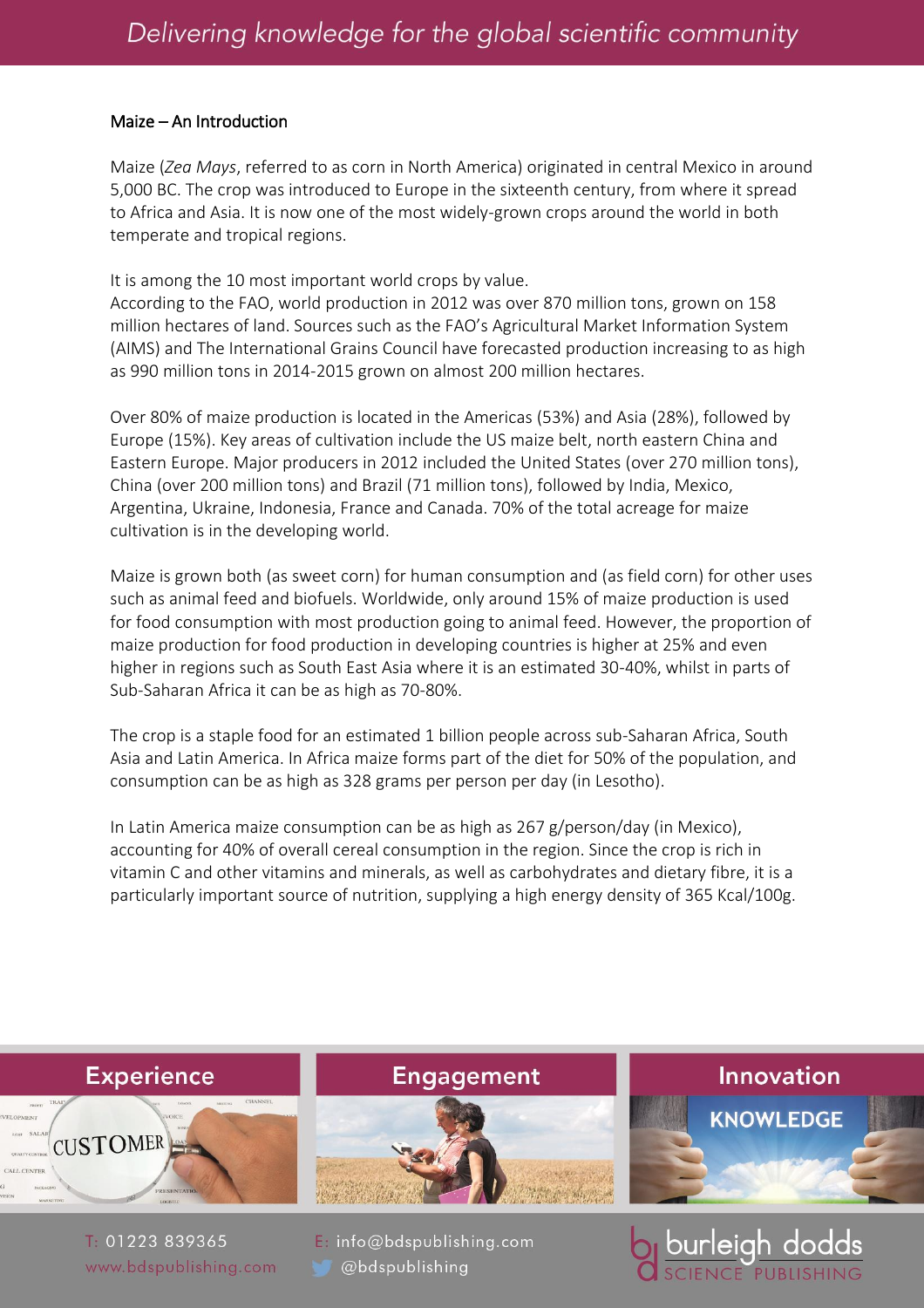## Maize – An Introduction

Maize (*Zea Mays*, referred to as corn in North America) originated in central Mexico in around 5,000 BC. The crop was introduced to Europe in the sixteenth century, from where it spread to Africa and Asia. It is now one of the most widely-grown crops around the world in both temperate and tropical regions.

It is among the 10 most important world crops by value.
According to the FAO, world production in 2012 was over 870 million tons, grown on 158 million hectares of land. Sources such as the FAO's Agricultural Market Information System (AIMS) and The International Grains Council have forecasted production increasing to as high as 990 million tons in 2014-2015 grown on almost 200 million hectares.

Over 80% of maize production is located in the Americas (53%) and Asia (28%), followed by Europe (15%). Key areas of cultivation include the US maize belt, north eastern China and Eastern Europe. Major producers in 2012 included the United States (over 270 million tons), China (over 200 million tons) and Brazil (71 million tons), followed by India, Mexico, Argentina, Ukraine, Indonesia, France and Canada. 70% of the total acreage for maize cultivation is in the developing world.

Maize is grown both (as sweet corn) for human consumption and (as field corn) for other uses such as animal feed and biofuels. Worldwide, only around 15% of maize production is used for food consumption with most production going to animal feed. However, the proportion of maize production for food production in developing countries is higher at 25% and even higher in regions such as South East Asia where it is an estimated 30-40%, whilst in parts of Sub-Saharan Africa it can be as high as 70-80%.

The crop is a staple food for an estimated 1 billion people across sub-Saharan Africa, South Asia and Latin America. In Africa maize forms part of the diet for 50% of the population, and consumption can be as high as 328 grams per person per day (in Lesotho).

In Latin America maize consumption can be as high as 267 g/person/day (in Mexico), accounting for 40% of overall cereal consumption in the region. Since the crop is rich in vitamin C and other vitamins and minerals, as well as carbohydrates and dietary fibre, it is a particularly important source of nutrition, supplying a high energy density of 365 Kcal/100g.

**Experience** | **Engagement** | **Innovation**

T: 01223 839365
www.bdspublishing.com
E: info@bdspublishing.com
@bdspublishing

burleigh dodds SCIENCE PUBLISHING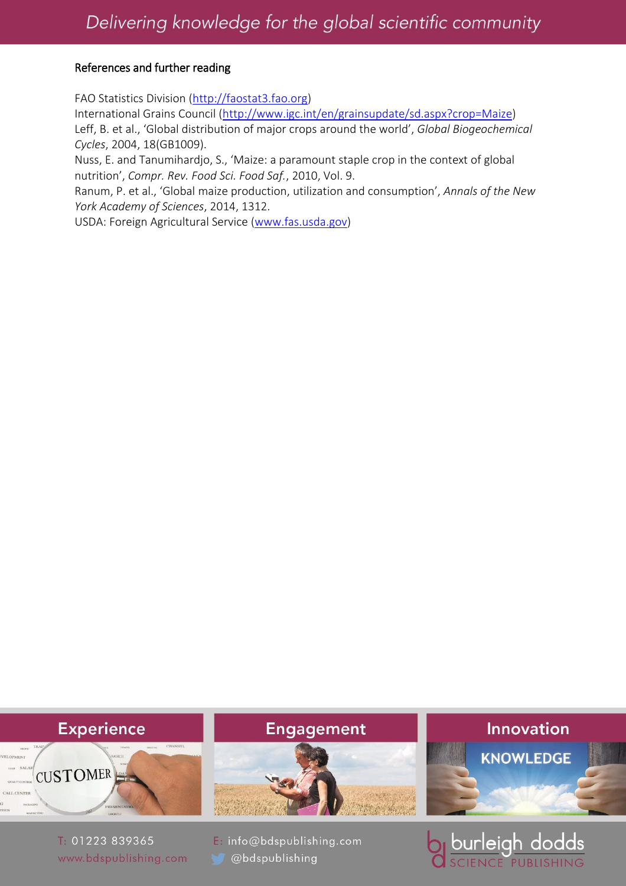**References and further reading**

FAO Statistics Division (http://faostat3.fao.org)
International Grains Council (http://www.igc.int/en/grainsupdate/sd.aspx?crop=Maize)
Leff, B. et al., 'Global distribution of major crops around the world', *Global Biogeochemical Cycles*, 2004, 18(GB1009).
Nuss, E. and Tanumihardjo, S., 'Maize: a paramount staple crop in the context of global nutrition', *Compr. Rev. Food Sci. Food Saf.*, 2010, Vol. 9.
Ranum, P. et al., 'Global maize production, utilization and consumption', *Annals of the New York Academy of Sciences*, 2014, 1312.
USDA: Foreign Agricultural Service (www.fas.usda.gov)

Experience

Engagement

Innovation

T: 01223 839365
www.bdspublishing.com

E: info@bdspublishing.com
@bdspublishing

burleigh dodds SCIENCE PUBLISHING